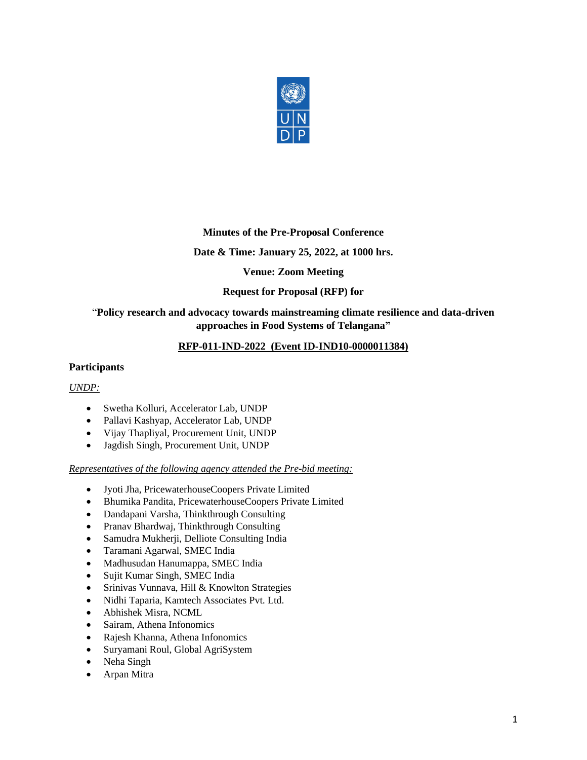**Minutes of the Pre-Proposal Conference**

**Date & Time: January 25, 2022, at 1000 hrs.**

**Venue: Zoom Meeting**

**Request for Proposal (RFP) for**

"**Policy research and advocacy towards mainstreaming climate resilience and data-driven approaches in Food Systems of Telangana"**

**RFP-011-IND-2022 (Event ID-IND10-0000011384)**

## Participants

*UNDP:*

- Swetha Kolluri, Accelerator Lab, UNDP
- Pallavi Kashyap, Accelerator Lab, UNDP
- Vijay Thapliyal, Procurement Unit, UNDP
- Jagdish Singh, Procurement Unit, UNDP

*Representatives of the following agency attended the Pre-bid meeting:*

- Jyoti Jha, PricewaterhouseCoopers Private Limited
- Bhumika Pandita, PricewaterhouseCoopers Private Limited
- Dandapani Varsha, Thinkthrough Consulting
- Pranav Bhardwaj, Thinkthrough Consulting
- Samudra Mukherji, Delliote Consulting India
- Taramani Agarwal, SMEC India
- Madhusudan Hanumappa, SMEC India
- Sujit Kumar Singh, SMEC India
- Srinivas Vunnava, Hill & Knowlton Strategies
- Nidhi Taparia, Kamtech Associates Pvt. Ltd.
- Abhishek Misra, NCML
- Sairam, Athena Infonomics
- Rajesh Khanna, Athena Infonomics
- Suryamani Roul, Global AgriSystem
- Neha Singh
- Arpan Mitra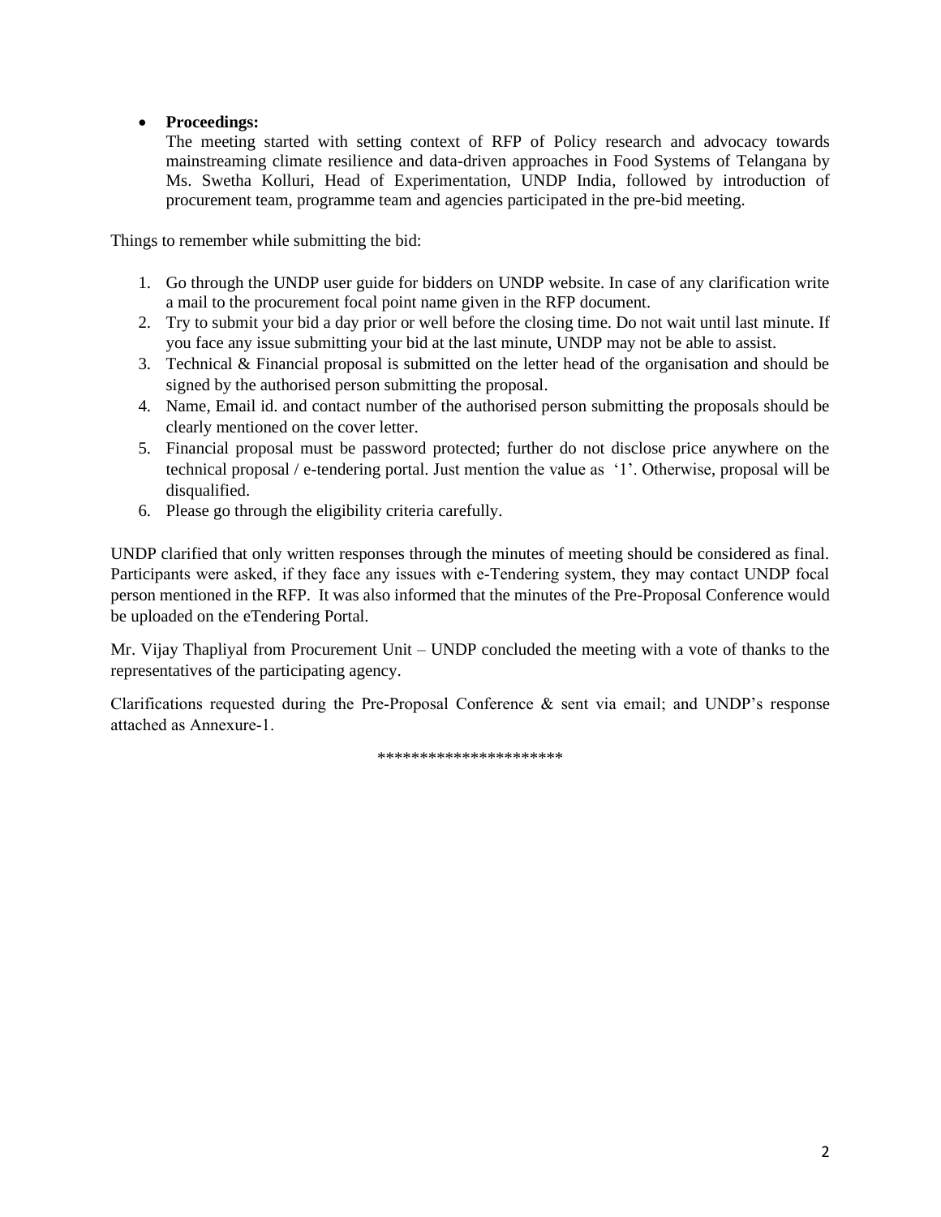- **Proceedings:**
  The meeting started with setting context of RFP of Policy research and advocacy towards mainstreaming climate resilience and data-driven approaches in Food Systems of Telangana by Ms. Swetha Kolluri, Head of Experimentation, UNDP India, followed by introduction of procurement team, programme team and agencies participated in the pre-bid meeting.

Things to remember while submitting the bid:

1. Go through the UNDP user guide for bidders on UNDP website. In case of any clarification write a mail to the procurement focal point name given in the RFP document.
2. Try to submit your bid a day prior or well before the closing time. Do not wait until last minute. If you face any issue submitting your bid at the last minute, UNDP may not be able to assist.
3. Technical & Financial proposal is submitted on the letter head of the organisation and should be signed by the authorised person submitting the proposal.
4. Name, Email id. and contact number of the authorised person submitting the proposals should be clearly mentioned on the cover letter.
5. Financial proposal must be password protected; further do not disclose price anywhere on the technical proposal / e-tendering portal. Just mention the value as '1'. Otherwise, proposal will be disqualified.
6. Please go through the eligibility criteria carefully.

UNDP clarified that only written responses through the minutes of meeting should be considered as final. Participants were asked, if they face any issues with e-Tendering system, they may contact UNDP focal person mentioned in the RFP. It was also informed that the minutes of the Pre-Proposal Conference would be uploaded on the eTendering Portal.

Mr. Vijay Thapliyal from Procurement Unit – UNDP concluded the meeting with a vote of thanks to the representatives of the participating agency.

Clarifications requested during the Pre-Proposal Conference & sent via email; and UNDP's response attached as Annexure-1.

**********************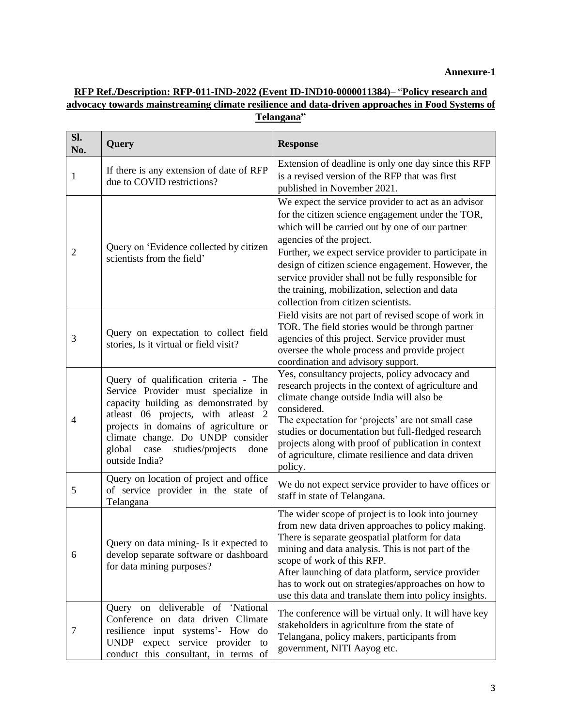**Annexure-1**

**RFP Ref./Description: RFP-011-IND-2022 (Event ID-IND10-0000011384)– "Policy research and advocacy towards mainstreaming climate resilience and data-driven approaches in Food Systems of Telangana"**

| Sl. No. | Query | Response |
|---|---|---|
| 1 | If there is any extension of date of RFP due to COVID restrictions? | Extension of deadline is only one day since this RFP is a revised version of the RFP that was first published in November 2021. |
| 2 | Query on 'Evidence collected by citizen scientists from the field' | We expect the service provider to act as an advisor for the citizen science engagement under the TOR, which will be carried out by one of our partner agencies of the project.<br>Further, we expect service provider to participate in design of citizen science engagement. However, the service provider shall not be fully responsible for the training, mobilization, selection and data collection from citizen scientists. |
| 3 | Query on expectation to collect field stories, Is it virtual or field visit? | Field visits are not part of revised scope of work in TOR. The field stories would be through partner agencies of this project. Service provider must oversee the whole process and provide project coordination and advisory support. |
| 4 | Query of qualification criteria - The Service Provider must specialize in capacity building as demonstrated by atleast 06 projects, with atleast 2 projects in domains of agriculture or climate change. Do UNDP consider global case studies/projects done outside India? | Yes, consultancy projects, policy advocacy and research projects in the context of agriculture and climate change outside India will also be considered.<br>The expectation for 'projects' are not small case studies or documentation but full-fledged research projects along with proof of publication in context of agriculture, climate resilience and data driven policy. |
| 5 | Query on location of project and office of service provider in the state of Telangana | We do not expect service provider to have offices or staff in state of Telangana. |
| 6 | Query on data mining- Is it expected to develop separate software or dashboard for data mining purposes? | The wider scope of project is to look into journey from new data driven approaches to policy making. There is separate geospatial platform for data mining and data analysis. This is not part of the scope of work of this RFP.<br>After launching of data platform, service provider has to work out on strategies/approaches on how to use this data and translate them into policy insights. |
| 7 | Query on deliverable of 'National Conference on data driven Climate resilience input systems'- How do UNDP expect service provider to conduct this consultant, in terms of | The conference will be virtual only. It will have key stakeholders in agriculture from the state of Telangana, policy makers, participants from government, NITI Aayog etc. |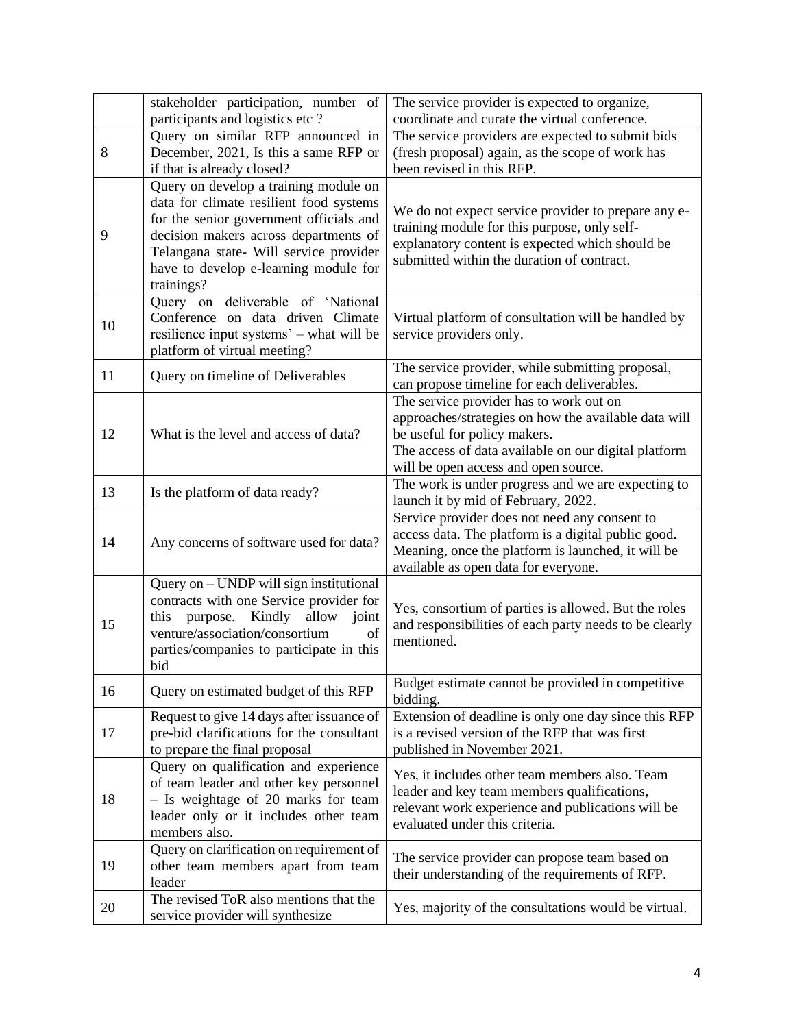| | | |
|---|---|---|
| | stakeholder participation, number of participants and logistics etc ? | The service provider is expected to organize, coordinate and curate the virtual conference. |
| 8 | Query on similar RFP announced in December, 2021, Is this a same RFP or if that is already closed? | The service providers are expected to submit bids (fresh proposal) again, as the scope of work has been revised in this RFP. |
| 9 | Query on develop a training module on data for climate resilient food systems for the senior government officials and decision makers across departments of Telangana state- Will service provider have to develop e-learning module for trainings? | We do not expect service provider to prepare any e-training module for this purpose, only self-explanatory content is expected which should be submitted within the duration of contract. |
| 10 | Query on deliverable of 'National Conference on data driven Climate resilience input systems' – what will be platform of virtual meeting? | Virtual platform of consultation will be handled by service providers only. |
| 11 | Query on timeline of Deliverables | The service provider, while submitting proposal, can propose timeline for each deliverables. |
| 12 | What is the level and access of data? | The service provider has to work out on approaches/strategies on how the available data will be useful for policy makers.<br>The access of data available on our digital platform will be open access and open source. |
| 13 | Is the platform of data ready? | The work is under progress and we are expecting to launch it by mid of February, 2022. |
| 14 | Any concerns of software used for data? | Service provider does not need any consent to access data. The platform is a digital public good. Meaning, once the platform is launched, it will be available as open data for everyone. |
| 15 | Query on – UNDP will sign institutional contracts with one Service provider for this purpose. Kindly allow joint venture/association/consortium of parties/companies to participate in this bid | Yes, consortium of parties is allowed. But the roles and responsibilities of each party needs to be clearly mentioned. |
| 16 | Query on estimated budget of this RFP | Budget estimate cannot be provided in competitive bidding. |
| 17 | Request to give 14 days after issuance of pre-bid clarifications for the consultant to prepare the final proposal | Extension of deadline is only one day since this RFP is a revised version of the RFP that was first published in November 2021. |
| 18 | Query on qualification and experience of team leader and other key personnel – Is weightage of 20 marks for team leader only or it includes other team members also. | Yes, it includes other team members also. Team leader and key team members qualifications, relevant work experience and publications will be evaluated under this criteria. |
| 19 | Query on clarification on requirement of other team members apart from team leader | The service provider can propose team based on their understanding of the requirements of RFP. |
| 20 | The revised ToR also mentions that the service provider will synthesize | Yes, majority of the consultations would be virtual. |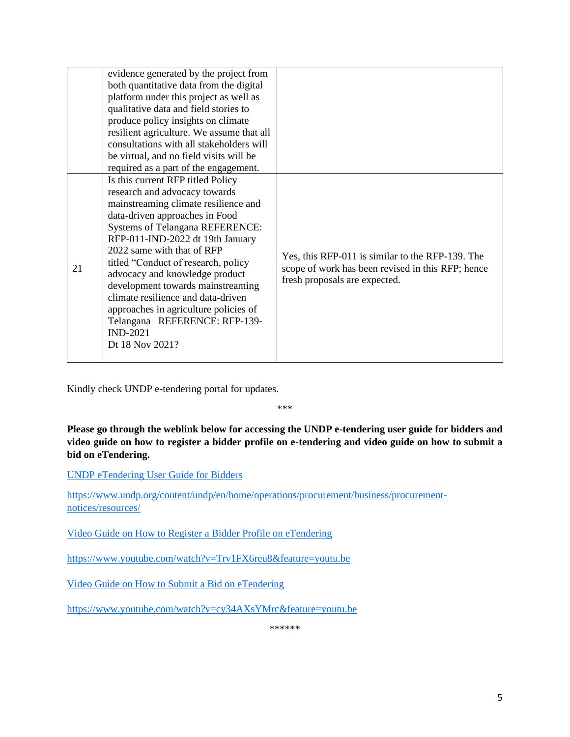| | | |
|---|---|---|
| | evidence generated by the project from both quantitative data from the digital platform under this project as well as qualitative data and field stories to produce policy insights on climate resilient agriculture. We assume that all consultations with all stakeholders will be virtual, and no field visits will be required as a part of the engagement. | |
| 21 | Is this current RFP titled Policy research and advocacy towards mainstreaming climate resilience and data-driven approaches in Food Systems of Telangana REFERENCE: RFP-011-IND-2022 dt 19th January 2022 same with that of RFP titled "Conduct of research, policy advocacy and knowledge product development towards mainstreaming climate resilience and data-driven approaches in agriculture policies of Telangana REFERENCE: RFP-139-IND-2021 Dt 18 Nov 2021? | Yes, this RFP-011 is similar to the RFP-139. The scope of work has been revised in this RFP; hence fresh proposals are expected. |

Kindly check UNDP e-tendering portal for updates.

***

**Please go through the weblink below for accessing the UNDP e-tendering user guide for bidders and video guide on how to register a bidder profile on e-tendering and video guide on how to submit a bid on eTendering.**

UNDP eTendering User Guide for Bidders

https://www.undp.org/content/undp/en/home/operations/procurement/business/procurement-notices/resources/

Video Guide on How to Register a Bidder Profile on eTendering

https://www.youtube.com/watch?v=Trv1FX6reu8&feature=youtu.be

Video Guide on How to Submit a Bid on eTendering

https://www.youtube.com/watch?v=cy34AXsYMrc&feature=youtu.be

******